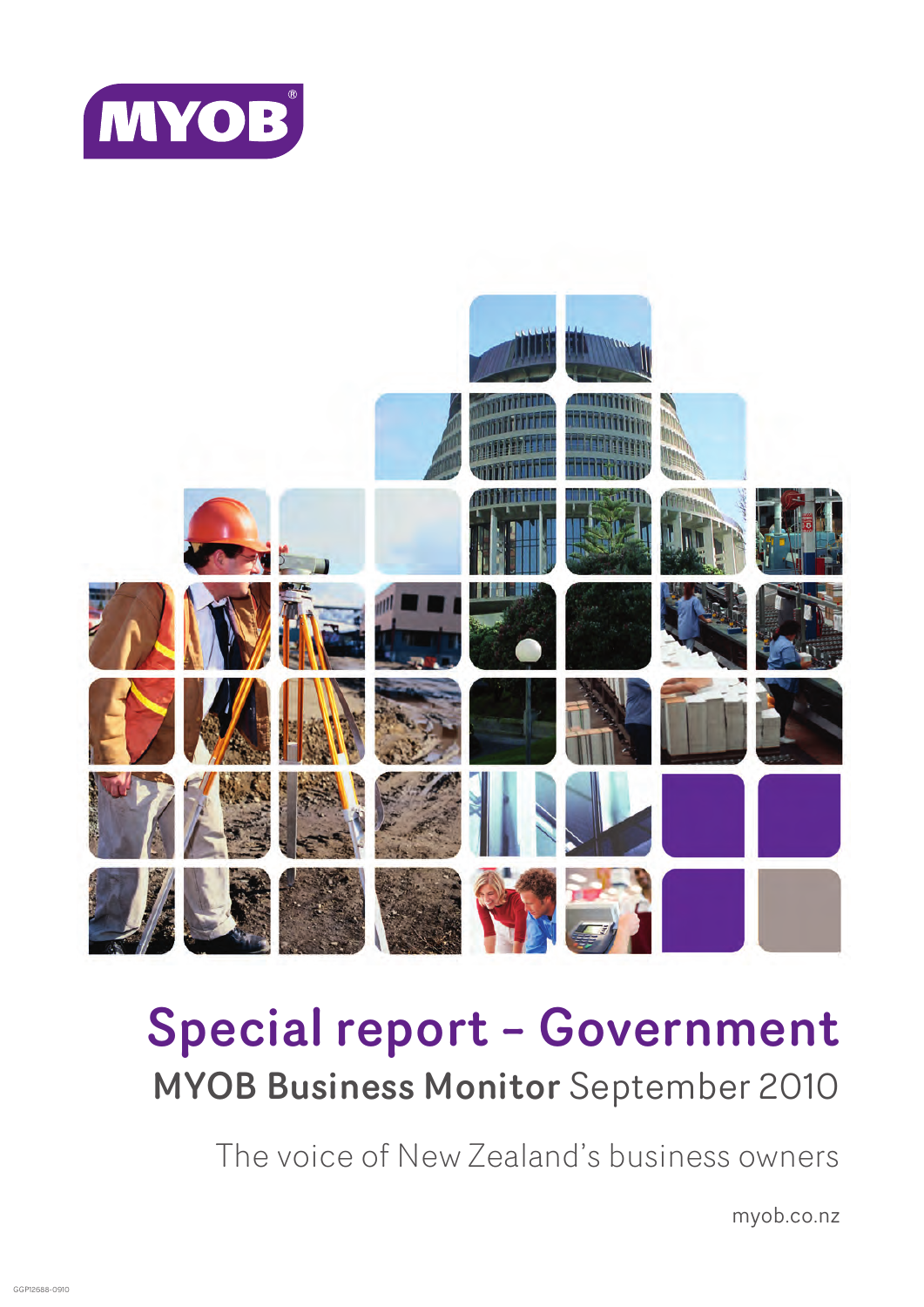MYOB

# Special report – Government

## MYOB Business Monitor September 2010

The voice of New Zealand's business owners

myob.co.nz

GGP12688-0910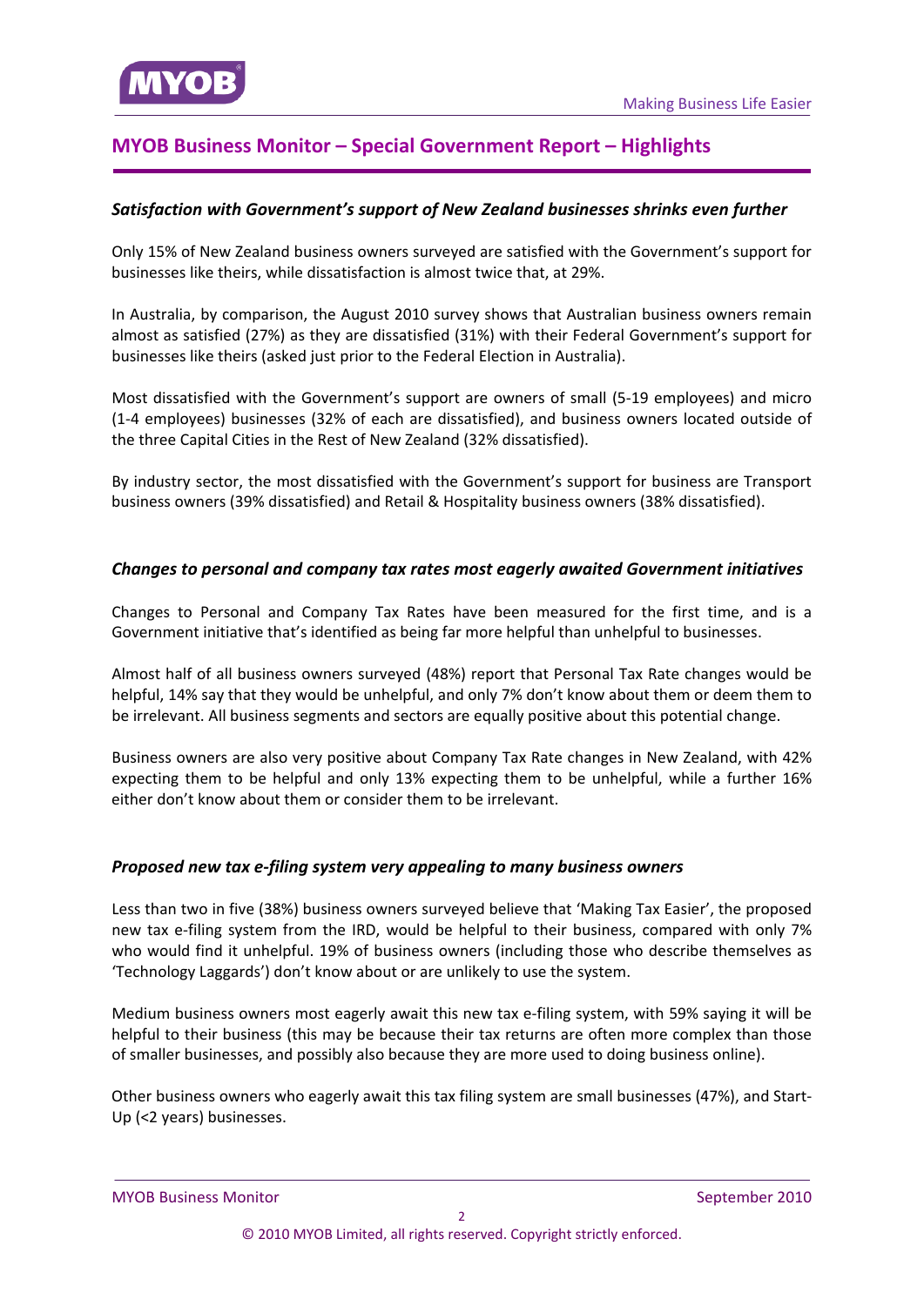## MYOB Business Monitor – Special Government Report – Highlights

### *Satisfaction with Government's support of New Zealand businesses shrinks even further*

Only 15% of New Zealand business owners surveyed are satisfied with the Government's support for businesses like theirs, while dissatisfaction is almost twice that, at 29%.

In Australia, by comparison, the August 2010 survey shows that Australian business owners remain almost as satisfied (27%) as they are dissatisfied (31%) with their Federal Government's support for businesses like theirs (asked just prior to the Federal Election in Australia).

Most dissatisfied with the Government's support are owners of small (5-19 employees) and micro (1-4 employees) businesses (32% of each are dissatisfied), and business owners located outside of the three Capital Cities in the Rest of New Zealand (32% dissatisfied).

By industry sector, the most dissatisfied with the Government's support for business are Transport business owners (39% dissatisfied) and Retail & Hospitality business owners (38% dissatisfied).

### *Changes to personal and company tax rates most eagerly awaited Government initiatives*

Changes to Personal and Company Tax Rates have been measured for the first time, and is a Government initiative that's identified as being far more helpful than unhelpful to businesses.

Almost half of all business owners surveyed (48%) report that Personal Tax Rate changes would be helpful, 14% say that they would be unhelpful, and only 7% don't know about them or deem them to be irrelevant. All business segments and sectors are equally positive about this potential change.

Business owners are also very positive about Company Tax Rate changes in New Zealand, with 42% expecting them to be helpful and only 13% expecting them to be unhelpful, while a further 16% either don't know about them or consider them to be irrelevant.

### *Proposed new tax e-filing system very appealing to many business owners*

Less than two in five (38%) business owners surveyed believe that 'Making Tax Easier', the proposed new tax e-filing system from the IRD, would be helpful to their business, compared with only 7% who would find it unhelpful. 19% of business owners (including those who describe themselves as 'Technology Laggards') don't know about or are unlikely to use the system.

Medium business owners most eagerly await this new tax e-filing system, with 59% saying it will be helpful to their business (this may be because their tax returns are often more complex than those of smaller businesses, and possibly also because they are more used to doing business online).

Other business owners who eagerly await this tax filing system are small businesses (47%), and Start-Up (<2 years) businesses.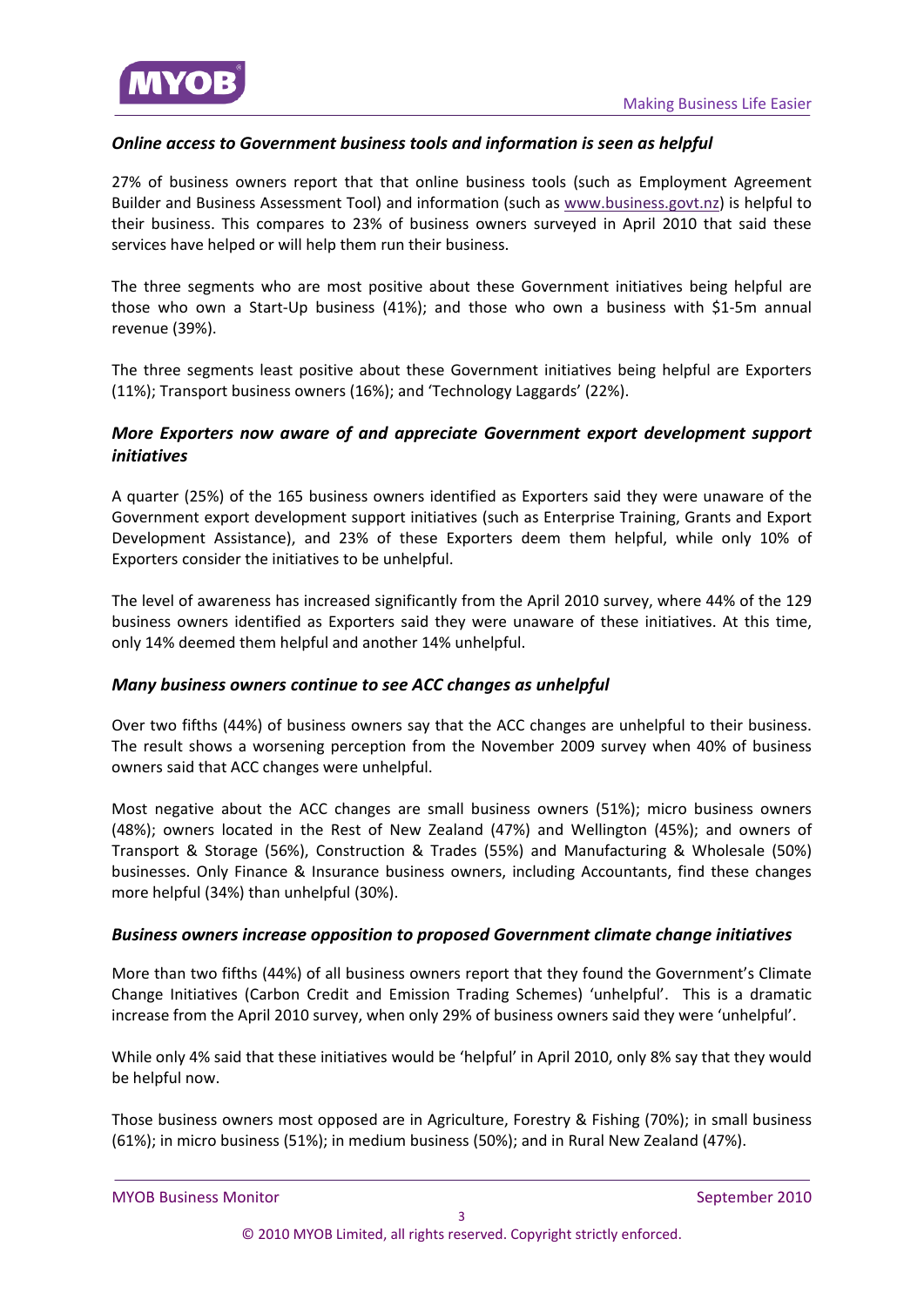### *Online access to Government business tools and information is seen as helpful*

27% of business owners report that that online business tools (such as Employment Agreement Builder and Business Assessment Tool) and information (such as www.business.govt.nz) is helpful to their business. This compares to 23% of business owners surveyed in April 2010 that said these services have helped or will help them run their business.

The three segments who are most positive about these Government initiatives being helpful are those who own a Start-Up business (41%); and those who own a business with $1-5m annual revenue (39%).

The three segments least positive about these Government initiatives being helpful are Exporters (11%); Transport business owners (16%); and 'Technology Laggards' (22%).

### *More Exporters now aware of and appreciate Government export development support initiatives*

A quarter (25%) of the 165 business owners identified as Exporters said they were unaware of the Government export development support initiatives (such as Enterprise Training, Grants and Export Development Assistance), and 23% of these Exporters deem them helpful, while only 10% of Exporters consider the initiatives to be unhelpful.

The level of awareness has increased significantly from the April 2010 survey, where 44% of the 129 business owners identified as Exporters said they were unaware of these initiatives. At this time, only 14% deemed them helpful and another 14% unhelpful.

### *Many business owners continue to see ACC changes as unhelpful*

Over two fifths (44%) of business owners say that the ACC changes are unhelpful to their business. The result shows a worsening perception from the November 2009 survey when 40% of business owners said that ACC changes were unhelpful.

Most negative about the ACC changes are small business owners (51%); micro business owners (48%); owners located in the Rest of New Zealand (47%) and Wellington (45%); and owners of Transport & Storage (56%), Construction & Trades (55%) and Manufacturing & Wholesale (50%) businesses. Only Finance & Insurance business owners, including Accountants, find these changes more helpful (34%) than unhelpful (30%).

### *Business owners increase opposition to proposed Government climate change initiatives*

More than two fifths (44%) of all business owners report that they found the Government's Climate Change Initiatives (Carbon Credit and Emission Trading Schemes) 'unhelpful'. This is a dramatic increase from the April 2010 survey, when only 29% of business owners said they were 'unhelpful'.

While only 4% said that these initiatives would be 'helpful' in April 2010, only 8% say that they would be helpful now.

Those business owners most opposed are in Agriculture, Forestry & Fishing (70%); in small business (61%); in micro business (51%); in medium business (50%); and in Rural New Zealand (47%).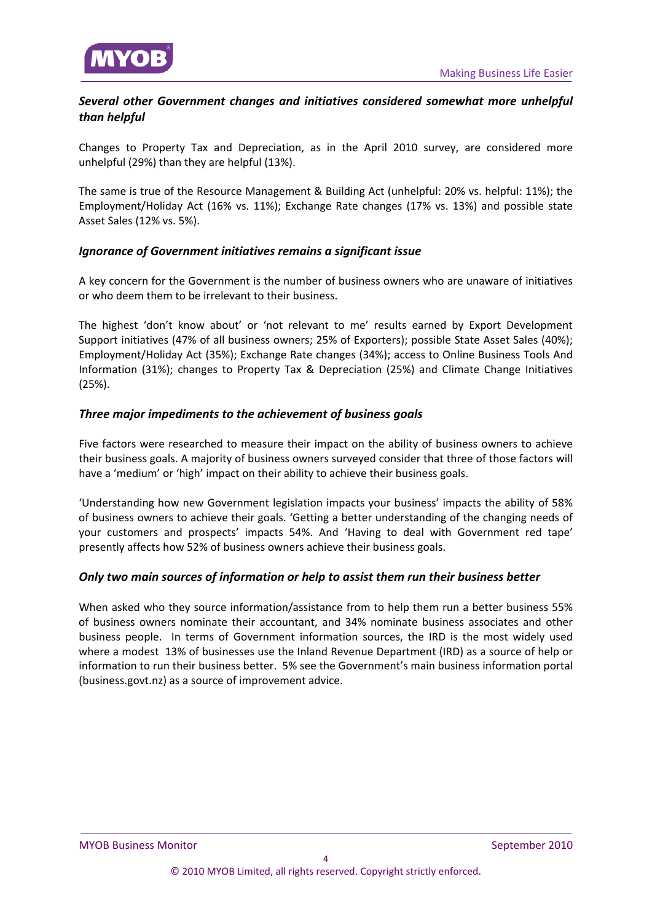### *Several other Government changes and initiatives considered somewhat more unhelpful than helpful*

Changes to Property Tax and Depreciation, as in the April 2010 survey, are considered more unhelpful (29%) than they are helpful (13%).

The same is true of the Resource Management & Building Act (unhelpful: 20% vs. helpful: 11%); the Employment/Holiday Act (16% vs. 11%); Exchange Rate changes (17% vs. 13%) and possible state Asset Sales (12% vs. 5%).

### *Ignorance of Government initiatives remains a significant issue*

A key concern for the Government is the number of business owners who are unaware of initiatives or who deem them to be irrelevant to their business.

The highest 'don't know about' or 'not relevant to me' results earned by Export Development Support initiatives (47% of all business owners; 25% of Exporters); possible State Asset Sales (40%); Employment/Holiday Act (35%); Exchange Rate changes (34%); access to Online Business Tools And Information (31%); changes to Property Tax & Depreciation (25%) and Climate Change Initiatives (25%).

### *Three major impediments to the achievement of business goals*

Five factors were researched to measure their impact on the ability of business owners to achieve their business goals. A majority of business owners surveyed consider that three of those factors will have a 'medium' or 'high' impact on their ability to achieve their business goals.

'Understanding how new Government legislation impacts your business' impacts the ability of 58% of business owners to achieve their goals. 'Getting a better understanding of the changing needs of your customers and prospects' impacts 54%. And 'Having to deal with Government red tape' presently affects how 52% of business owners achieve their business goals.

### *Only two main sources of information or help to assist them run their business better*

When asked who they source information/assistance from to help them run a better business 55% of business owners nominate their accountant, and 34% nominate business associates and other business people. In terms of Government information sources, the IRD is the most widely used where a modest 13% of businesses use the Inland Revenue Department (IRD) as a source of help or information to run their business better. 5% see the Government's main business information portal (business.govt.nz) as a source of improvement advice.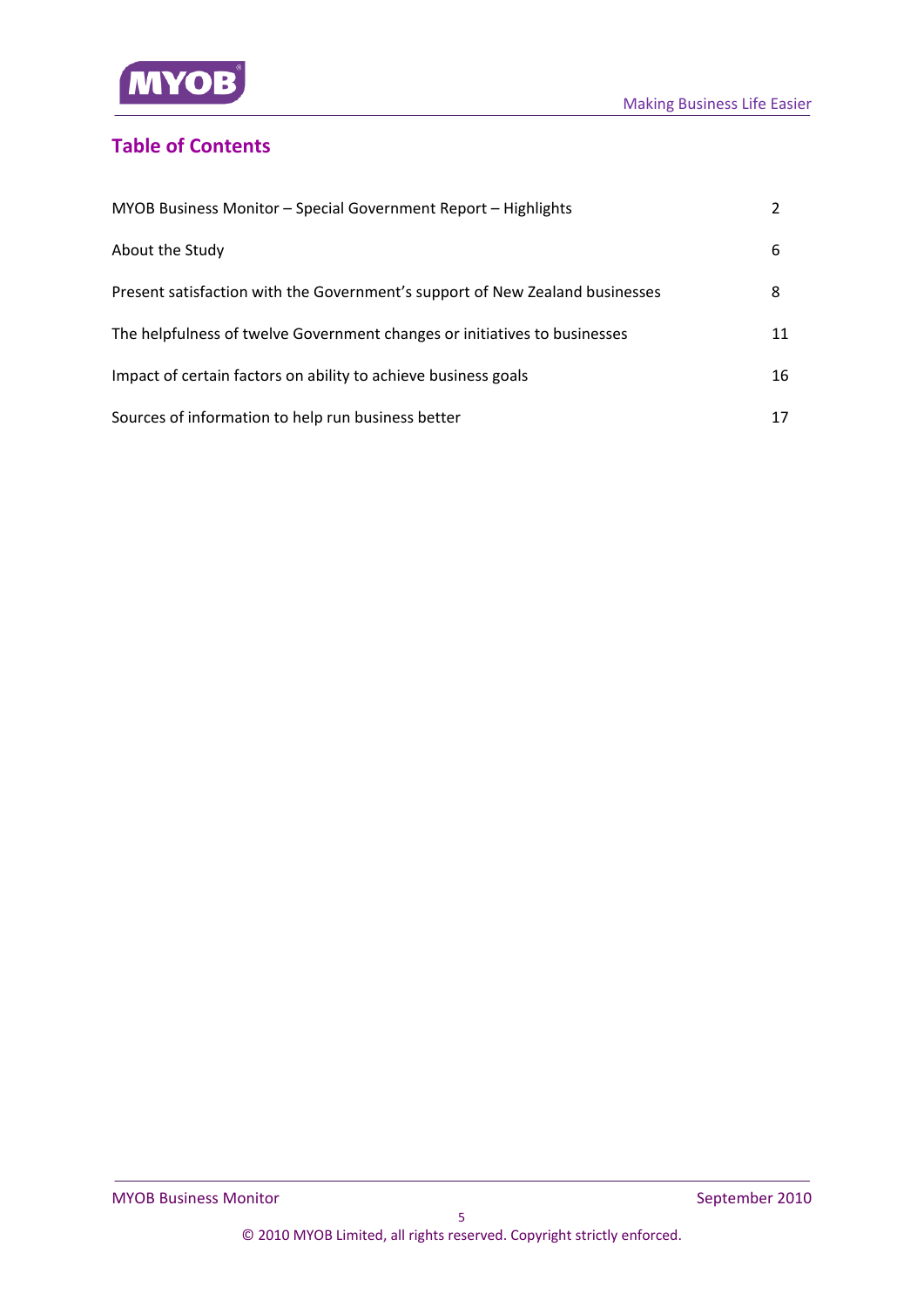## Table of Contents

| | |
|---|---|
| MYOB Business Monitor – Special Government Report – Highlights | 2 |
| About the Study | 6 |
| Present satisfaction with the Government's support of New Zealand businesses | 8 |
| The helpfulness of twelve Government changes or initiatives to businesses | 11 |
| Impact of certain factors on ability to achieve business goals | 16 |
| Sources of information to help run business better | 17 |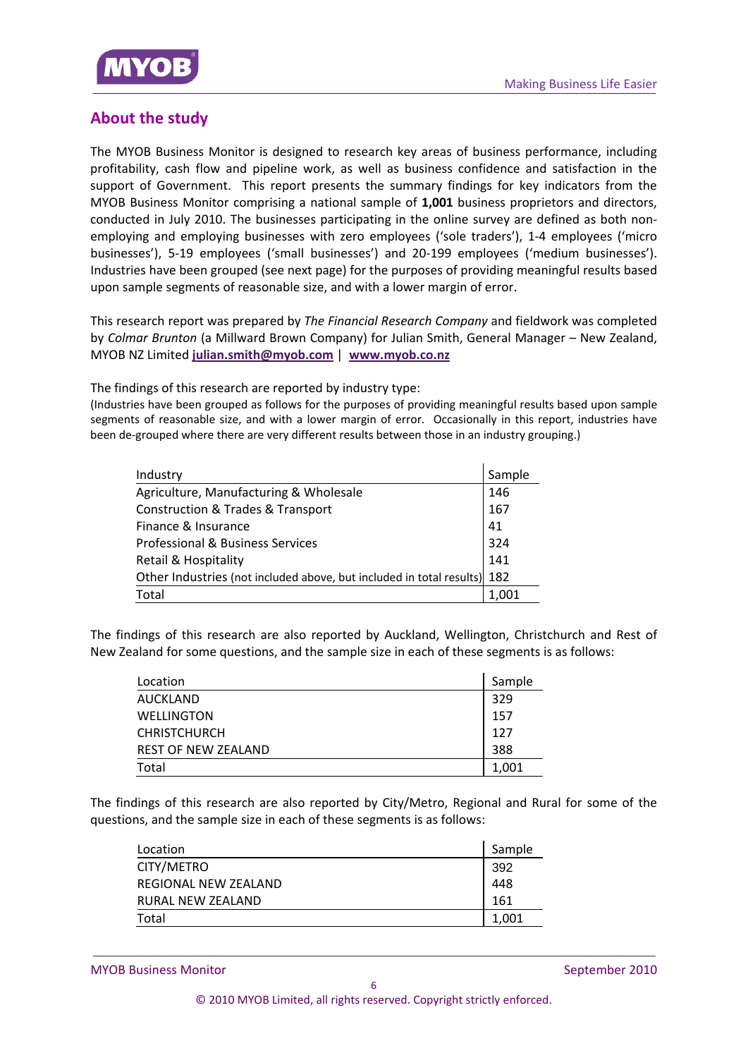## About the study

The MYOB Business Monitor is designed to research key areas of business performance, including profitability, cash flow and pipeline work, as well as business confidence and satisfaction in the support of Government. This report presents the summary findings for key indicators from the MYOB Business Monitor comprising a national sample of **1,001** business proprietors and directors, conducted in July 2010. The businesses participating in the online survey are defined as both non-employing and employing businesses with zero employees ('sole traders'), 1-4 employees ('micro businesses'), 5-19 employees ('small businesses') and 20-199 employees ('medium businesses'). Industries have been grouped (see next page) for the purposes of providing meaningful results based upon sample segments of reasonable size, and with a lower margin of error.

This research report was prepared by *The Financial Research Company* and fieldwork was completed by *Colmar Brunton* (a Millward Brown Company) for Julian Smith, General Manager – New Zealand, MYOB NZ Limited **julian.smith@myob.com** | **www.myob.co.nz**

The findings of this research are reported by industry type:

(Industries have been grouped as follows for the purposes of providing meaningful results based upon sample segments of reasonable size, and with a lower margin of error. Occasionally in this report, industries have been de-grouped where there are very different results between those in an industry grouping.)

| Industry | Sample |
|---|---|
| Agriculture, Manufacturing & Wholesale | 146 |
| Construction & Trades & Transport | 167 |
| Finance & Insurance | 41 |
| Professional & Business Services | 324 |
| Retail & Hospitality | 141 |
| Other Industries (not included above, but included in total results) | 182 |
| Total | 1,001 |

The findings of this research are also reported by Auckland, Wellington, Christchurch and Rest of New Zealand for some questions, and the sample size in each of these segments is as follows:

| Location | Sample |
|---|---|
| AUCKLAND | 329 |
| WELLINGTON | 157 |
| CHRISTCHURCH | 127 |
| REST OF NEW ZEALAND | 388 |
| Total | 1,001 |

The findings of this research are also reported by City/Metro, Regional and Rural for some of the questions, and the sample size in each of these segments is as follows:

| Location | Sample |
|---|---|
| CITY/METRO | 392 |
| REGIONAL NEW ZEALAND | 448 |
| RURAL NEW ZEALAND | 161 |
| Total | 1,001 |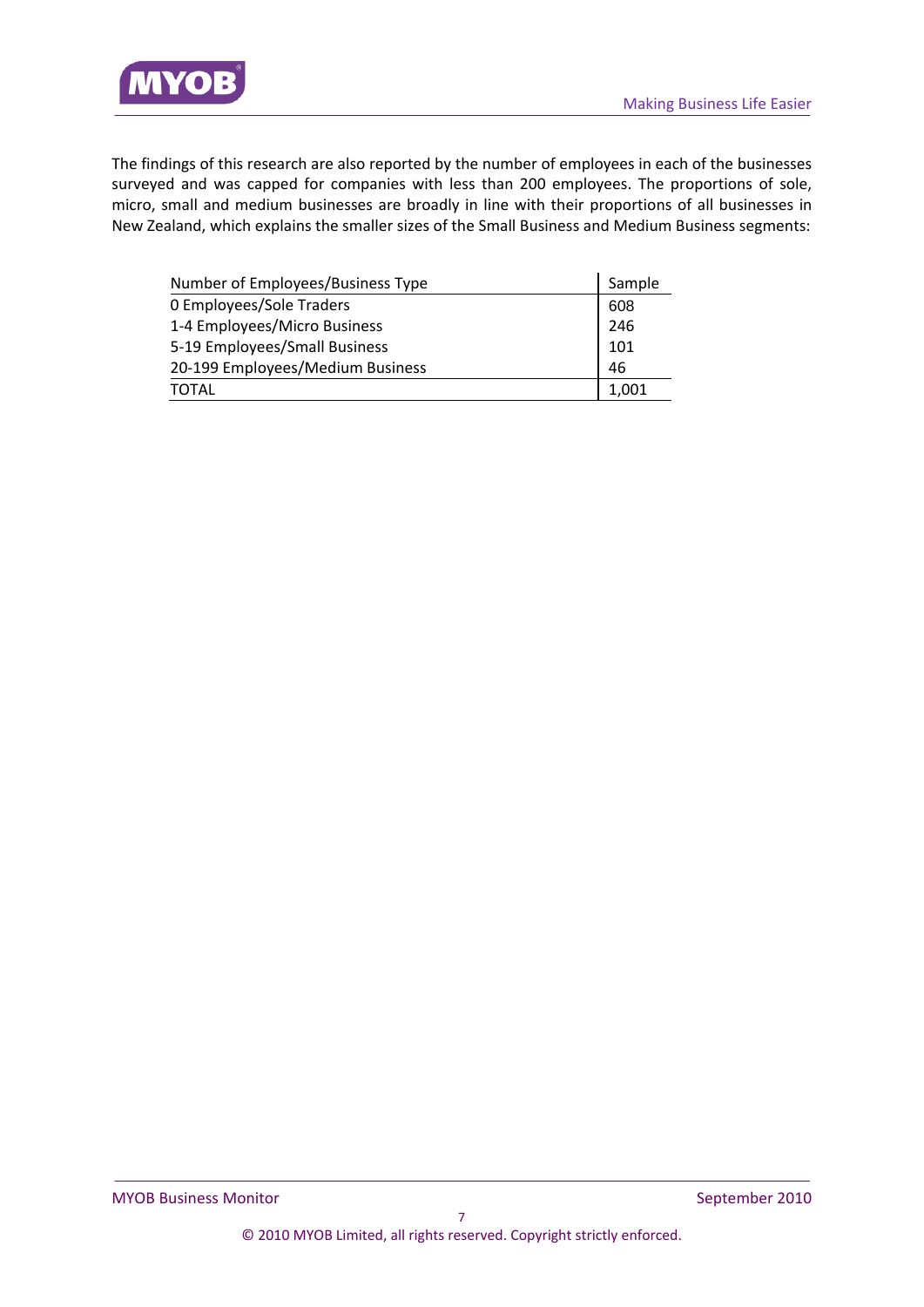The findings of this research are also reported by the number of employees in each of the businesses surveyed and was capped for companies with less than 200 employees. The proportions of sole, micro, small and medium businesses are broadly in line with their proportions of all businesses in New Zealand, which explains the smaller sizes of the Small Business and Medium Business segments:

| Number of Employees/Business Type | Sample |
|---|---|
| 0 Employees/Sole Traders | 608 |
| 1-4 Employees/Micro Business | 246 |
| 5-19 Employees/Small Business | 101 |
| 20-199 Employees/Medium Business | 46 |
| TOTAL | 1,001 |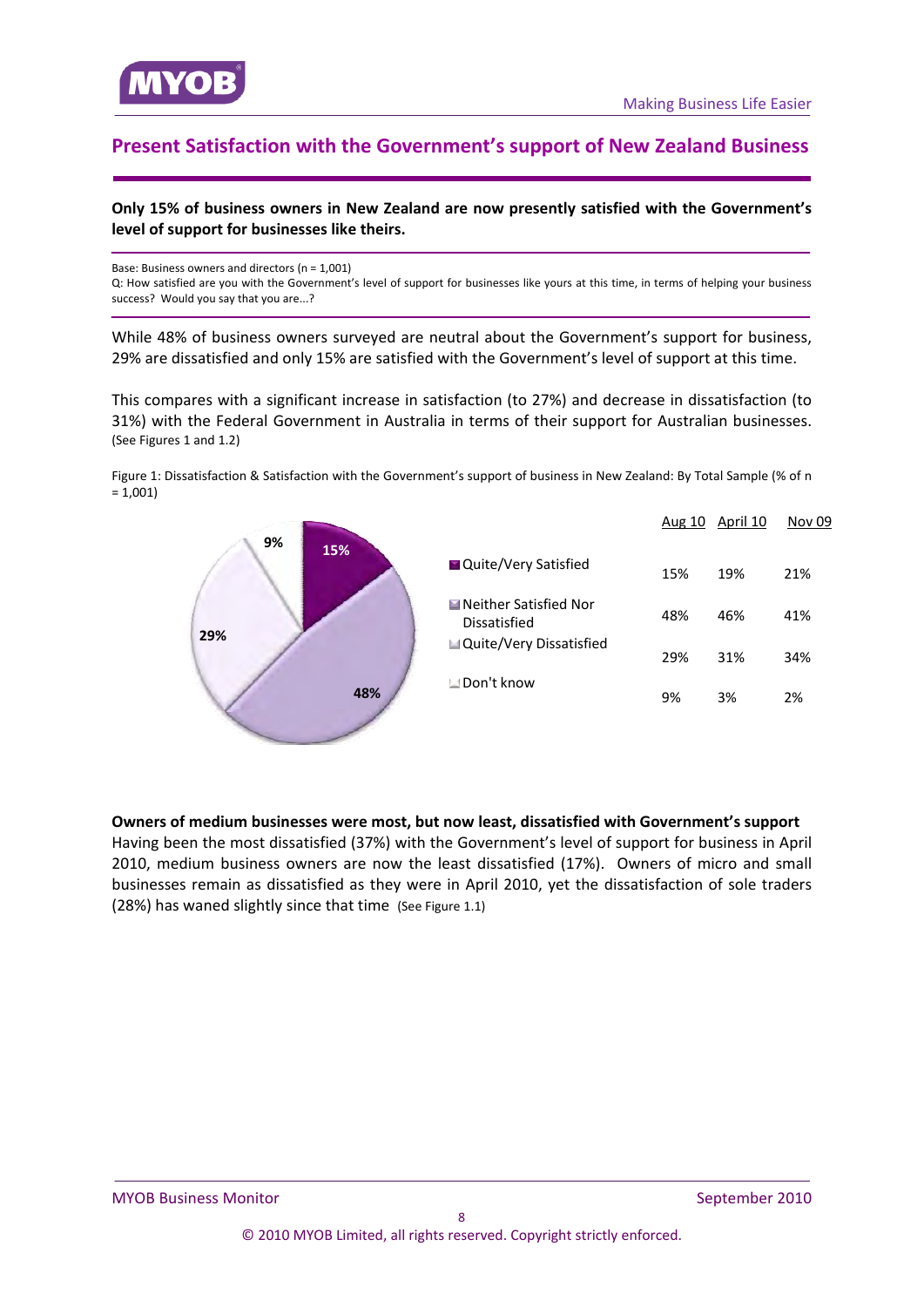## Present Satisfaction with the Government's support of New Zealand Business

**Only 15% of business owners in New Zealand are now presently satisfied with the Government's level of support for businesses like theirs.**

Base: Business owners and directors (n = 1,001)
Q: How satisfied are you with the Government's level of support for businesses like yours at this time, in terms of helping your business success? Would you say that you are...?

While 48% of business owners surveyed are neutral about the Government's support for business, 29% are dissatisfied and only 15% are satisfied with the Government's level of support at this time.

This compares with a significant increase in satisfaction (to 27%) and decrease in dissatisfaction (to 31%) with the Federal Government in Australia in terms of their support for Australian businesses. (See Figures 1 and 1.2)

Figure 1: Dissatisfaction & Satisfaction with the Government's support of business in New Zealand: By Total Sample (% of n = 1,001)

| | Aug 10 | April 10 | Nov 09 |
|---|---|---|---|
| Quite/Very Satisfied | 15% | 19% | 21% |
| Neither Satisfied Nor Dissatisfied | 48% | 46% | 41% |
| Quite/Very Dissatisfied | 29% | 31% | 34% |
| Don't know | 9% | 3% | 2% |

**Owners of medium businesses were most, but now least, dissatisfied with Government's support**
Having been the most dissatisfied (37%) with the Government's level of support for business in April 2010, medium business owners are now the least dissatisfied (17%). Owners of micro and small businesses remain as dissatisfied as they were in April 2010, yet the dissatisfaction of sole traders (28%) has waned slightly since that time (See Figure 1.1)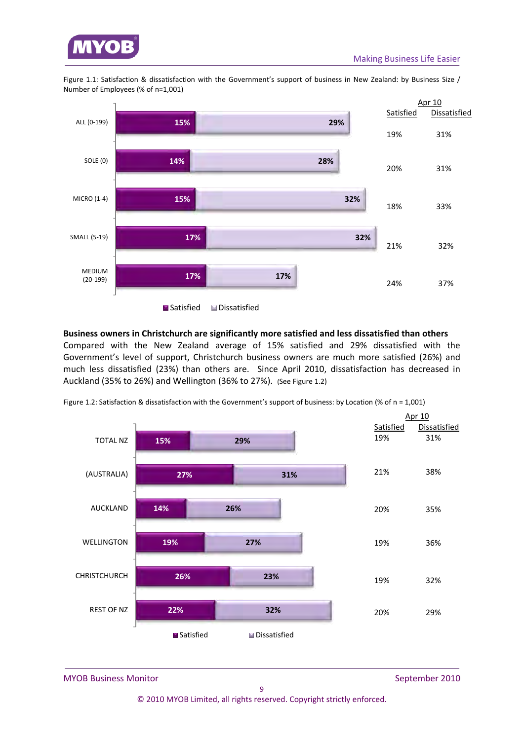Figure 1.1: Satisfaction & dissatisfaction with the Government's support of business in New Zealand: by Business Size / Number of Employees (% of n=1,001)

| | Satisfied | Dissatisfied | Apr 10 Satisfied | Apr 10 Dissatisfied |
|---|---|---|---|---|
| ALL (0-199) | 15% | 29% | 19% | 31% |
| SOLE (0) | 14% | 28% | 20% | 31% |
| MICRO (1-4) | 15% | 32% | 18% | 33% |
| SMALL (5-19) | 17% | 32% | 21% | 32% |
| MEDIUM (20-199) | 17% | 17% | 24% | 37% |

**Business owners in Christchurch are significantly more satisfied and less dissatisfied than others**

Compared with the New Zealand average of 15% satisfied and 29% dissatisfied with the Government's level of support, Christchurch business owners are much more satisfied (26%) and much less dissatisfied (23%) than others are. Since April 2010, dissatisfaction has decreased in Auckland (35% to 26%) and Wellington (36% to 27%). (See Figure 1.2)

Figure 1.2: Satisfaction & dissatisfaction with the Government's support of business: by Location (% of n = 1,001)

| | Satisfied | Dissatisfied | Apr 10 Satisfied | Apr 10 Dissatisfied |
|---|---|---|---|---|
| TOTAL NZ | 15% | 29% | 19% | 31% |
| (AUSTRALIA) | 27% | 31% | 21% | 38% |
| AUCKLAND | 14% | 26% | 20% | 35% |
| WELLINGTON | 19% | 27% | 19% | 36% |
| CHRISTCHURCH | 26% | 23% | 19% | 32% |
| REST OF NZ | 22% | 32% | 20% | 29% |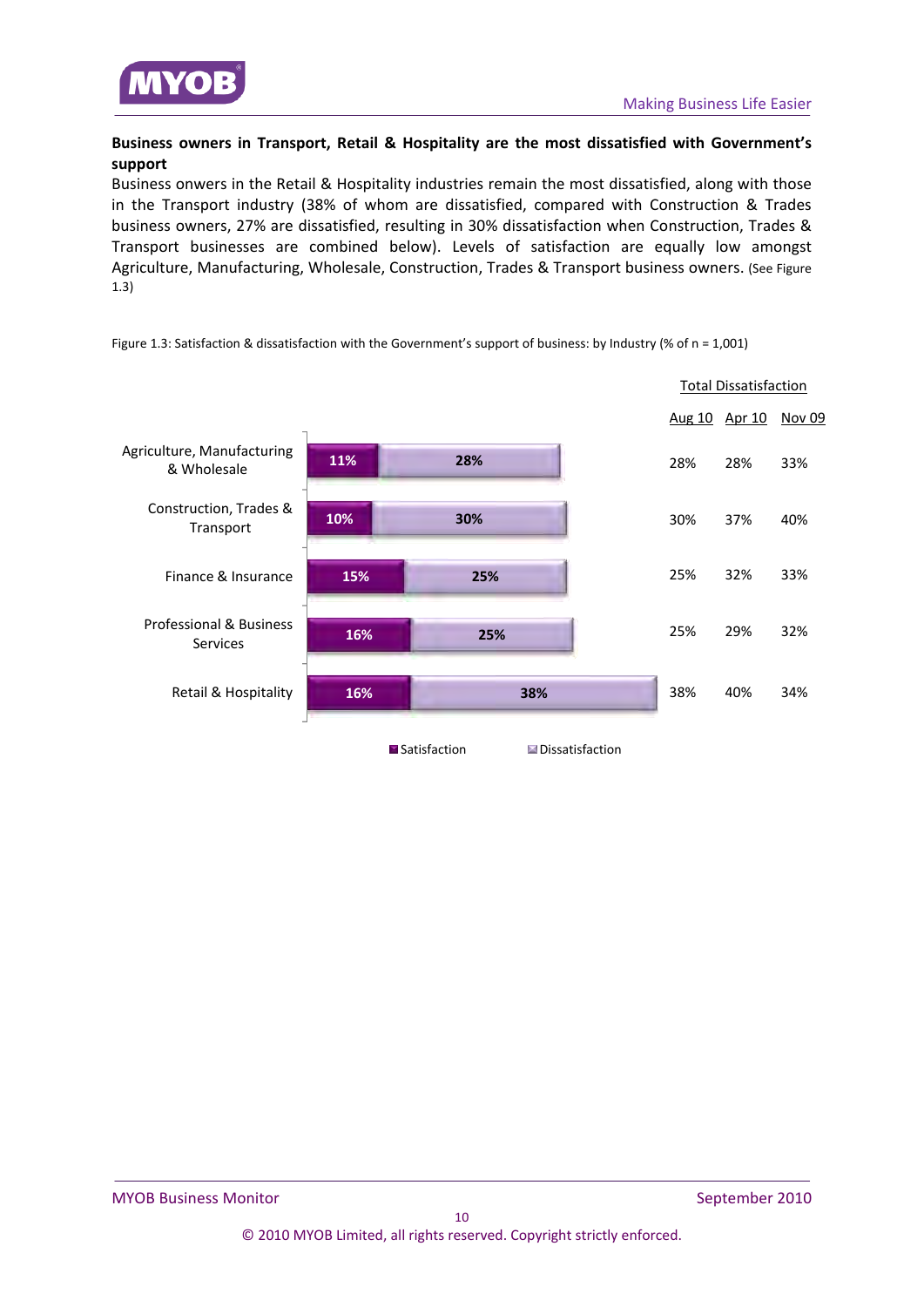**Business owners in Transport, Retail & Hospitality are the most dissatisfied with Government's support**

Business onwers in the Retail & Hospitality industries remain the most dissatisfied, along with those in the Transport industry (38% of whom are dissatisfied, compared with Construction & Trades business owners, 27% are dissatisfied, resulting in 30% dissatisfaction when Construction, Trades & Transport businesses are combined below). Levels of satisfaction are equally low amongst Agriculture, Manufacturing, Wholesale, Construction, Trades & Transport business owners. (See Figure 1.3)

Figure 1.3: Satisfaction & dissatisfaction with the Government's support of business: by Industry (% of n = 1,001)

| Industry | Satisfaction | Dissatisfaction | Total Dissatisfaction Aug 10 | Total Dissatisfaction Apr 10 | Total Dissatisfaction Nov 09 |
|---|---|---|---|---|---|
| Agriculture, Manufacturing & Wholesale | 11% | 28% | 28% | 28% | 33% |
| Construction, Trades & Transport | 10% | 30% | 30% | 37% | 40% |
| Finance & Insurance | 15% | 25% | 25% | 32% | 33% |
| Professional & Business Services | 16% | 25% | 25% | 29% | 32% |
| Retail & Hospitality | 16% | 38% | 38% | 40% | 34% |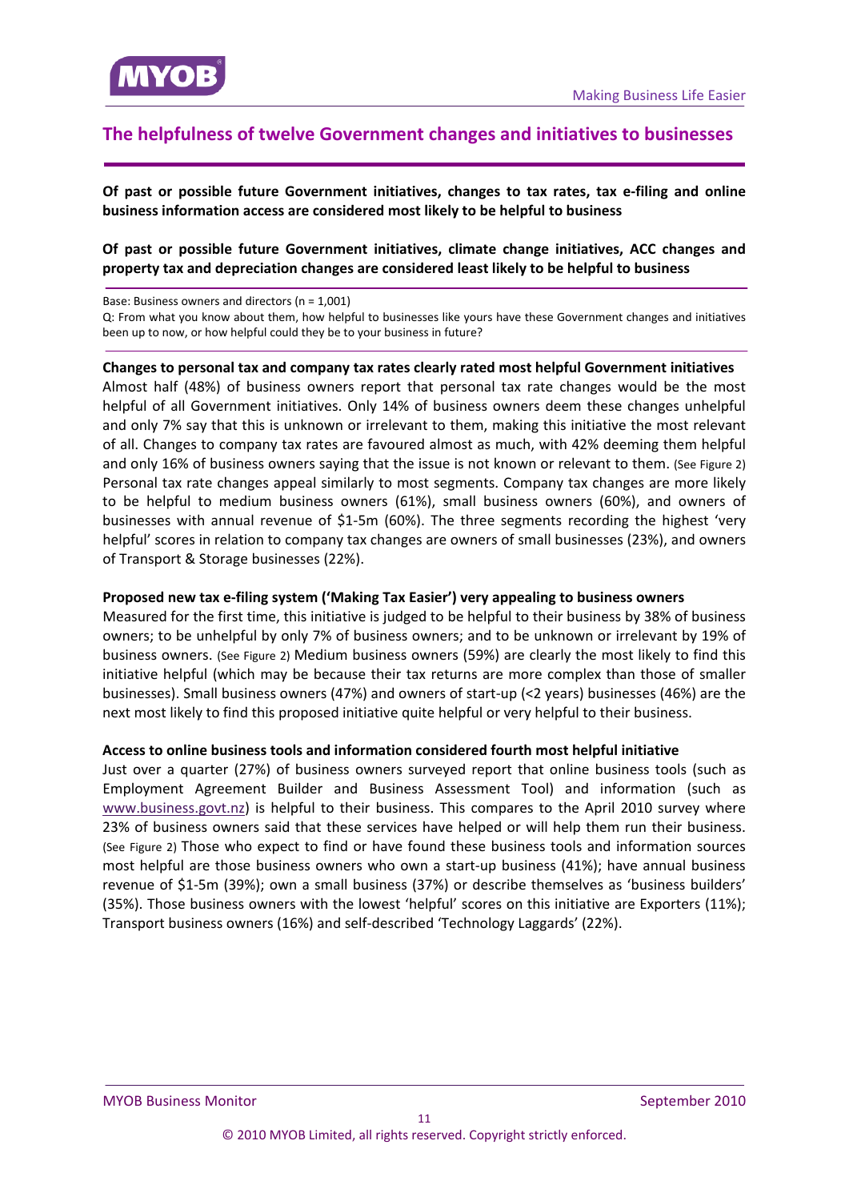## The helpfulness of twelve Government changes and initiatives to businesses

**Of past or possible future Government initiatives, changes to tax rates, tax e-filing and online business information access are considered most likely to be helpful to business**

**Of past or possible future Government initiatives, climate change initiatives, ACC changes and property tax and depreciation changes are considered least likely to be helpful to business**

Base: Business owners and directors (n = 1,001)
Q: From what you know about them, how helpful to businesses like yours have these Government changes and initiatives been up to now, or how helpful could they be to your business in future?

**Changes to personal tax and company tax rates clearly rated most helpful Government initiatives**

Almost half (48%) of business owners report that personal tax rate changes would be the most helpful of all Government initiatives. Only 14% of business owners deem these changes unhelpful and only 7% say that this is unknown or irrelevant to them, making this initiative the most relevant of all. Changes to company tax rates are favoured almost as much, with 42% deeming them helpful and only 16% of business owners saying that the issue is not known or relevant to them. (See Figure 2) Personal tax rate changes appeal similarly to most segments. Company tax changes are more likely to be helpful to medium business owners (61%), small business owners (60%), and owners of businesses with annual revenue of $1-5m (60%). The three segments recording the highest 'very helpful' scores in relation to company tax changes are owners of small businesses (23%), and owners of Transport & Storage businesses (22%).

**Proposed new tax e-filing system ('Making Tax Easier') very appealing to business owners**

Measured for the first time, this initiative is judged to be helpful to their business by 38% of business owners; to be unhelpful by only 7% of business owners; and to be unknown or irrelevant by 19% of business owners. (See Figure 2) Medium business owners (59%) are clearly the most likely to find this initiative helpful (which may be because their tax returns are more complex than those of smaller businesses). Small business owners (47%) and owners of start-up (<2 years) businesses (46%) are the next most likely to find this proposed initiative quite helpful or very helpful to their business.

**Access to online business tools and information considered fourth most helpful initiative**

Just over a quarter (27%) of business owners surveyed report that online business tools (such as Employment Agreement Builder and Business Assessment Tool) and information (such as www.business.govt.nz) is helpful to their business. This compares to the April 2010 survey where 23% of business owners said that these services have helped or will help them run their business. (See Figure 2) Those who expect to find or have found these business tools and information sources most helpful are those business owners who own a start-up business (41%); have annual business revenue of $1-5m (39%); own a small business (37%) or describe themselves as 'business builders' (35%). Those business owners with the lowest 'helpful' scores on this initiative are Exporters (11%); Transport business owners (16%) and self-described 'Technology Laggards' (22%).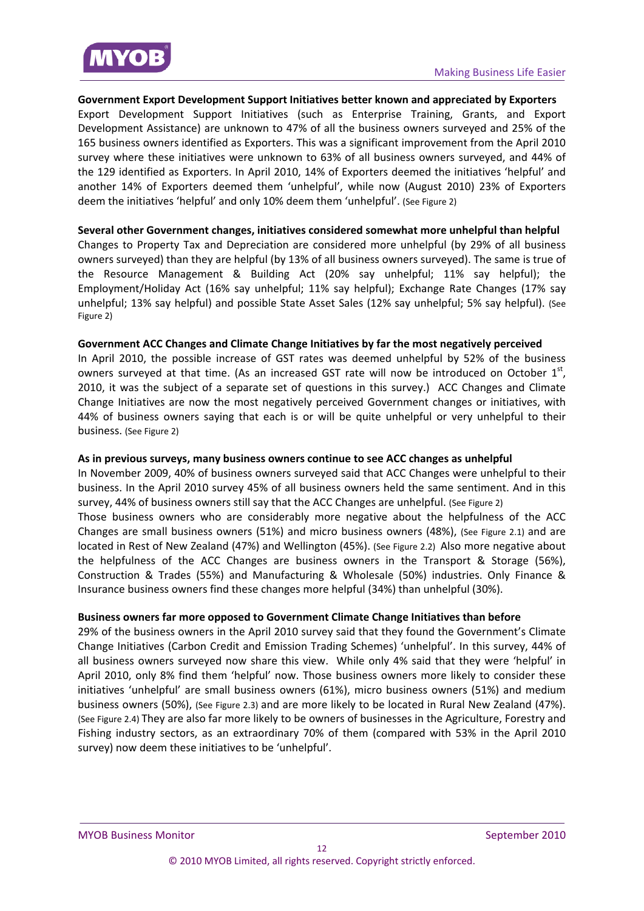**Government Export Development Support Initiatives better known and appreciated by Exporters**

Export Development Support Initiatives (such as Enterprise Training, Grants, and Export Development Assistance) are unknown to 47% of all the business owners surveyed and 25% of the 165 business owners identified as Exporters. This was a significant improvement from the April 2010 survey where these initiatives were unknown to 63% of all business owners surveyed, and 44% of the 129 identified as Exporters. In April 2010, 14% of Exporters deemed the initiatives 'helpful' and another 14% of Exporters deemed them 'unhelpful', while now (August 2010) 23% of Exporters deem the initiatives 'helpful' and only 10% deem them 'unhelpful'. (See Figure 2)

**Several other Government changes, initiatives considered somewhat more unhelpful than helpful**

Changes to Property Tax and Depreciation are considered more unhelpful (by 29% of all business owners surveyed) than they are helpful (by 13% of all business owners surveyed). The same is true of the Resource Management & Building Act (20% say unhelpful; 11% say helpful); the Employment/Holiday Act (16% say unhelpful; 11% say helpful); Exchange Rate Changes (17% say unhelpful; 13% say helpful) and possible State Asset Sales (12% say unhelpful; 5% say helpful). (See Figure 2)

**Government ACC Changes and Climate Change Initiatives by far the most negatively perceived**

In April 2010, the possible increase of GST rates was deemed unhelpful by 52% of the business owners surveyed at that time. (As an increased GST rate will now be introduced on October 1st, 2010, it was the subject of a separate set of questions in this survey.) ACC Changes and Climate Change Initiatives are now the most negatively perceived Government changes or initiatives, with 44% of business owners saying that each is or will be quite unhelpful or very unhelpful to their business. (See Figure 2)

**As in previous surveys, many business owners continue to see ACC changes as unhelpful**

In November 2009, 40% of business owners surveyed said that ACC Changes were unhelpful to their business. In the April 2010 survey 45% of all business owners held the same sentiment. And in this survey, 44% of business owners still say that the ACC Changes are unhelpful. (See Figure 2)

Those business owners who are considerably more negative about the helpfulness of the ACC Changes are small business owners (51%) and micro business owners (48%), (See Figure 2.1) and are located in Rest of New Zealand (47%) and Wellington (45%). (See Figure 2.2) Also more negative about the helpfulness of the ACC Changes are business owners in the Transport & Storage (56%), Construction & Trades (55%) and Manufacturing & Wholesale (50%) industries. Only Finance & Insurance business owners find these changes more helpful (34%) than unhelpful (30%).

**Business owners far more opposed to Government Climate Change Initiatives than before**

29% of the business owners in the April 2010 survey said that they found the Government's Climate Change Initiatives (Carbon Credit and Emission Trading Schemes) 'unhelpful'. In this survey, 44% of all business owners surveyed now share this view. While only 4% said that they were 'helpful' in April 2010, only 8% find them 'helpful' now. Those business owners more likely to consider these initiatives 'unhelpful' are small business owners (61%), micro business owners (51%) and medium business owners (50%), (See Figure 2.3) and are more likely to be located in Rural New Zealand (47%). (See Figure 2.4) They are also far more likely to be owners of businesses in the Agriculture, Forestry and Fishing industry sectors, as an extraordinary 70% of them (compared with 53% in the April 2010 survey) now deem these initiatives to be 'unhelpful'.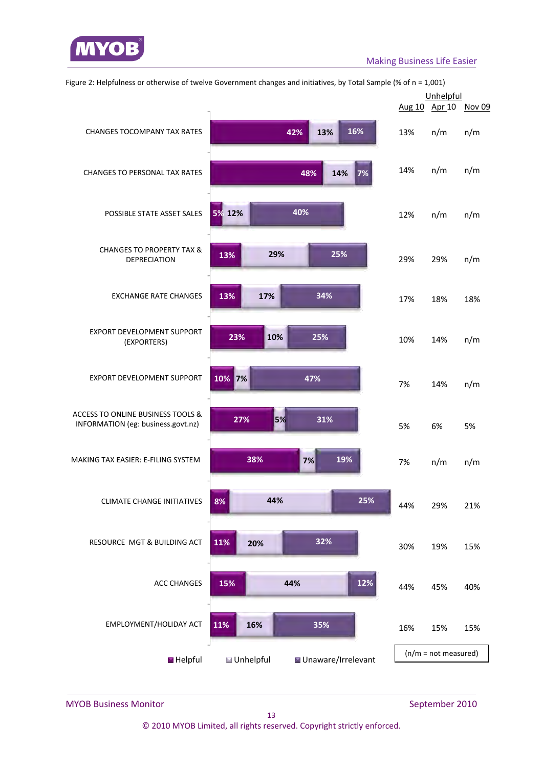Figure 2: Helpfulness or otherwise of twelve Government changes and initiatives, by Total Sample (% of n = 1,001)

| | Helpful | Unhelpful | Unaware/Irrelevant | Unhelpful Aug 10 | Unhelpful Apr 10 | Unhelpful Nov 09 |
|---|---|---|---|---|---|---|
| CHANGES TOCOMPANY TAX RATES | 42% | 13% | 16% | 13% | n/m | n/m |
| CHANGES TO PERSONAL TAX RATES | 48% | 14% | 7% | 14% | n/m | n/m |
| POSSIBLE STATE ASSET SALES | 5% | 12% | 40% | 12% | n/m | n/m |
| CHANGES TO PROPERTY TAX & DEPRECIATION | 13% | 29% | 25% | 29% | 29% | n/m |
| EXCHANGE RATE CHANGES | 13% | 17% | 34% | 17% | 18% | 18% |
| EXPORT DEVELOPMENT SUPPORT (EXPORTERS) | 23% | 10% | 25% | 10% | 14% | n/m |
| EXPORT DEVELOPMENT SUPPORT | 10% | 7% | 47% | 7% | 14% | n/m |
| ACCESS TO ONLINE BUSINESS TOOLS & INFORMATION (eg: business.govt.nz) | 27% | 5% | 31% | 5% | 6% | 5% |
| MAKING TAX EASIER: E-FILING SYSTEM | 38% | 7% | 19% | 7% | n/m | n/m |
| CLIMATE CHANGE INITIATIVES | 8% | 44% | 25% | 44% | 29% | 21% |
| RESOURCE MGT & BUILDING ACT | 11% | 20% | 32% | 30% | 19% | 15% |
| ACC CHANGES | 15% | 44% | 12% | 44% | 45% | 40% |
| EMPLOYMENT/HOLIDAY ACT | 11% | 16% | 35% | 16% | 15% | 15% |

(n/m = not measured)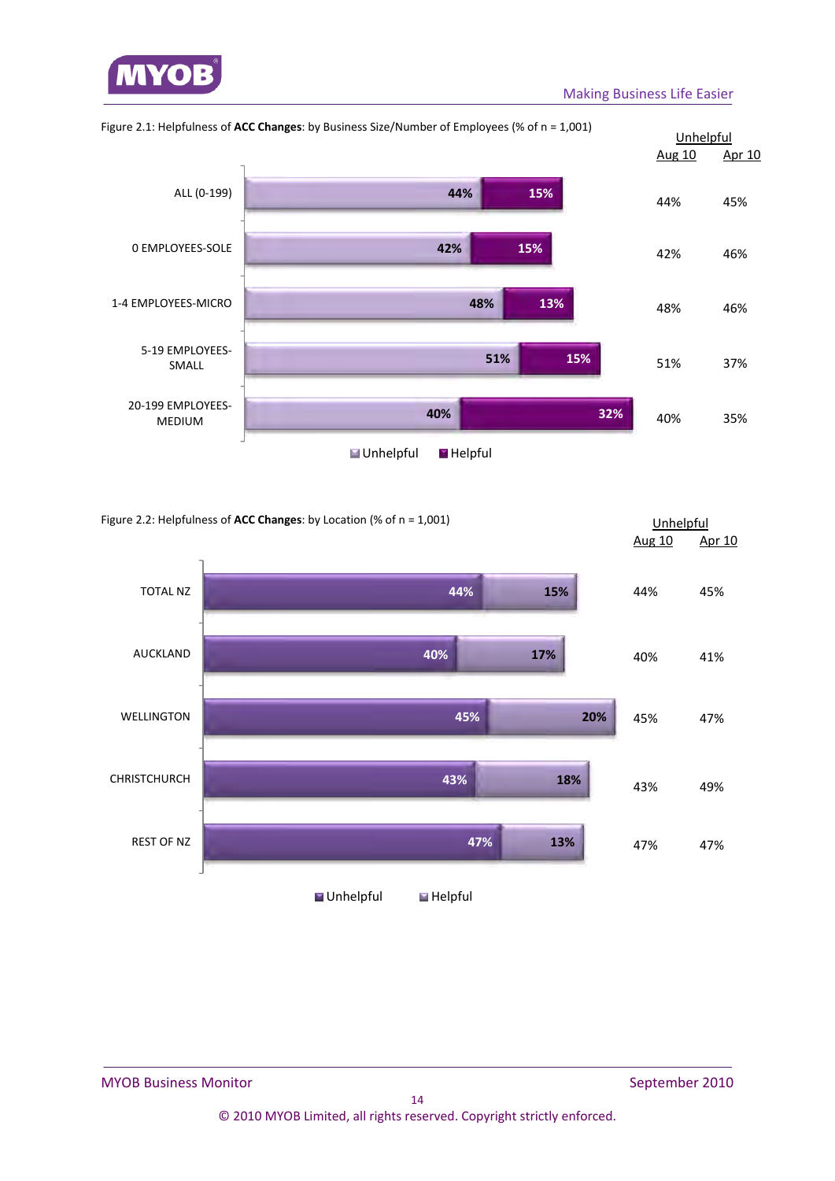Figure 2.1: Helpfulness of **ACC Changes**: by Business Size/Number of Employees (% of n = 1,001)

| | Unhelpful | Helpful | Unhelpful Aug 10 | Unhelpful Apr 10 |
|---|---|---|---|---|
| ALL (0-199) | 44% | 15% | 44% | 45% |
| 0 EMPLOYEES-SOLE | 42% | 15% | 42% | 46% |
| 1-4 EMPLOYEES-MICRO | 48% | 13% | 48% | 46% |
| 5-19 EMPLOYEES-SMALL | 51% | 15% | 51% | 37% |
| 20-199 EMPLOYEES-MEDIUM | 40% | 32% | 40% | 35% |

Figure 2.2: Helpfulness of **ACC Changes**: by Location (% of n = 1,001)

| | Unhelpful | Helpful | Unhelpful Aug 10 | Unhelpful Apr 10 |
|---|---|---|---|---|
| TOTAL NZ | 44% | 15% | 44% | 45% |
| AUCKLAND | 40% | 17% | 40% | 41% |
| WELLINGTON | 45% | 20% | 45% | 47% |
| CHRISTCHURCH | 43% | 18% | 43% | 49% |
| REST OF NZ | 47% | 13% | 47% | 47% |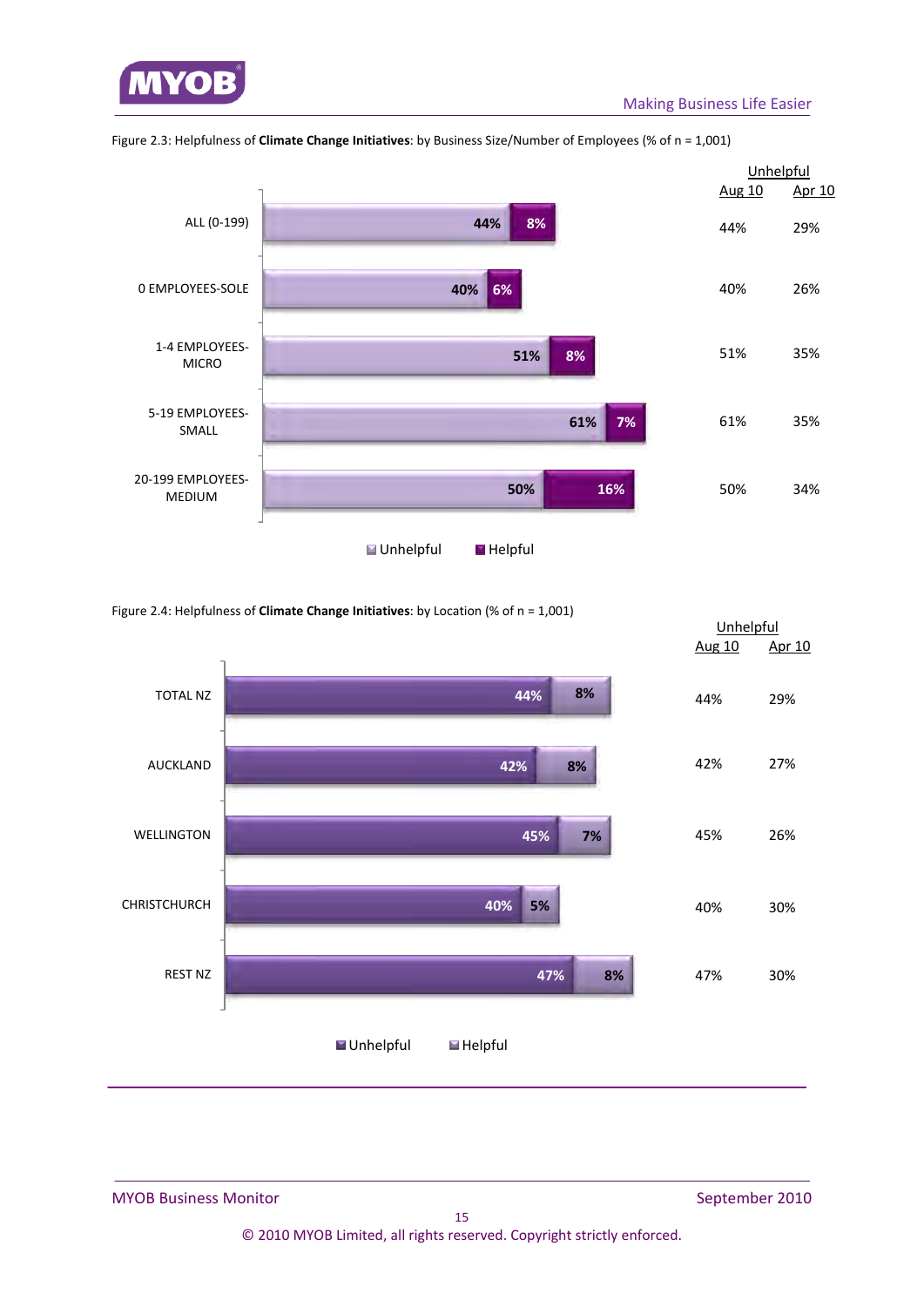Figure 2.3: Helpfulness of **Climate Change Initiatives**: by Business Size/Number of Employees (% of n = 1,001)

| | Unhelpful | Helpful | Unhelpful Aug 10 | Unhelpful Apr 10 |
|---|---|---|---|---|
| ALL (0-199) | 44% | 8% | 44% | 29% |
| 0 EMPLOYEES-SOLE | 40% | 6% | 40% | 26% |
| 1-4 EMPLOYEES-MICRO | 51% | 8% | 51% | 35% |
| 5-19 EMPLOYEES-SMALL | 61% | 7% | 61% | 35% |
| 20-199 EMPLOYEES-MEDIUM | 50% | 16% | 50% | 34% |

Figure 2.4: Helpfulness of **Climate Change Initiatives**: by Location (% of n = 1,001)

| | Unhelpful | Helpful | Unhelpful Aug 10 | Unhelpful Apr 10 |
|---|---|---|---|---|
| TOTAL NZ | 44% | 8% | 44% | 29% |
| AUCKLAND | 42% | 8% | 42% | 27% |
| WELLINGTON | 45% | 7% | 45% | 26% |
| CHRISTCHURCH | 40% | 5% | 40% | 30% |
| REST NZ | 47% | 8% | 47% | 30% |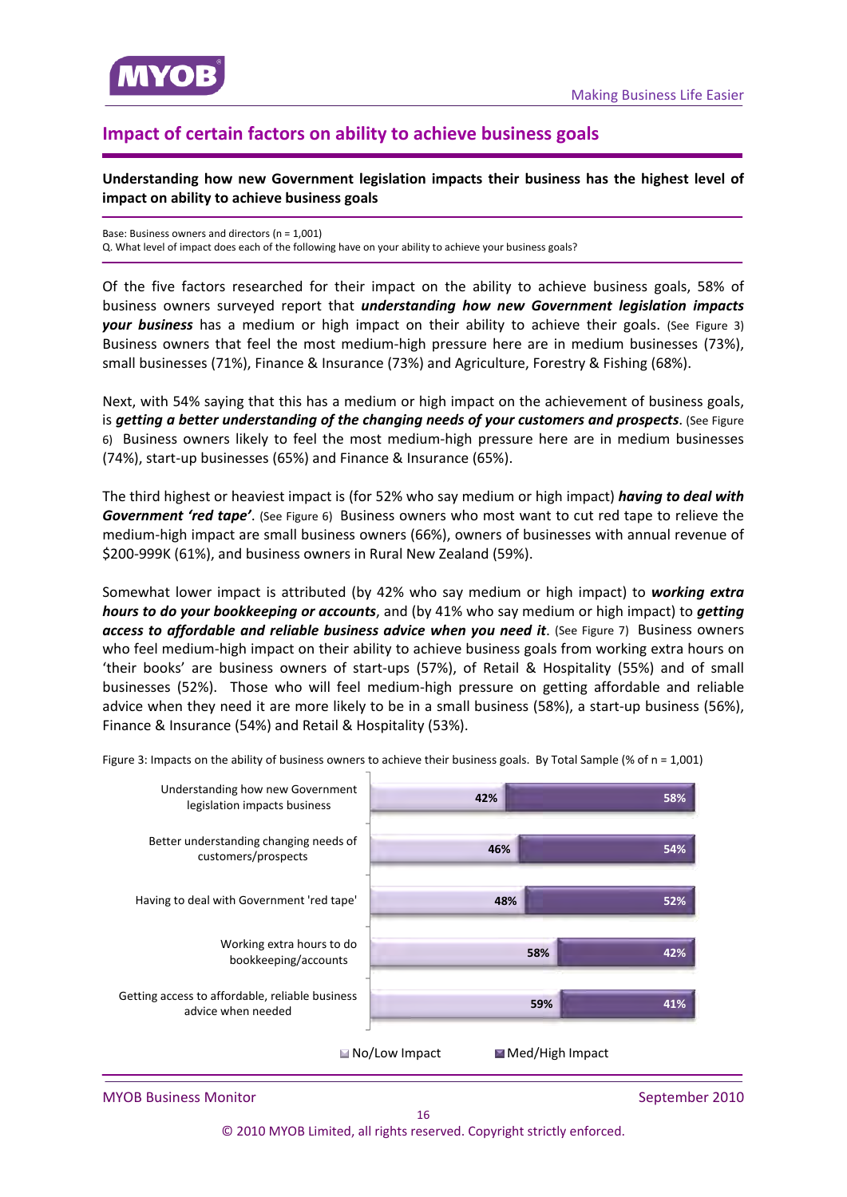## Impact of certain factors on ability to achieve business goals

**Understanding how new Government legislation impacts their business has the highest level of impact on ability to achieve business goals**

Base: Business owners and directors (n = 1,001)
Q. What level of impact does each of the following have on your ability to achieve your business goals?

Of the five factors researched for their impact on the ability to achieve business goals, 58% of business owners surveyed report that ***understanding how new Government legislation impacts your business*** has a medium or high impact on their ability to achieve their goals. (See Figure 3) Business owners that feel the most medium-high pressure here are in medium businesses (73%), small businesses (71%), Finance & Insurance (73%) and Agriculture, Forestry & Fishing (68%).

Next, with 54% saying that this has a medium or high impact on the achievement of business goals, is ***getting a better understanding of the changing needs of your customers and prospects***. (See Figure 6) Business owners likely to feel the most medium-high pressure here are in medium businesses (74%), start-up businesses (65%) and Finance & Insurance (65%).

The third highest or heaviest impact is (for 52% who say medium or high impact) ***having to deal with Government 'red tape'***. (See Figure 6) Business owners who most want to cut red tape to relieve the medium-high impact are small business owners (66%), owners of businesses with annual revenue of $200-999K (61%), and business owners in Rural New Zealand (59%).

Somewhat lower impact is attributed (by 42% who say medium or high impact) to ***working extra hours to do your bookkeeping or accounts***, and (by 41% who say medium or high impact) to ***getting access to affordable and reliable business advice when you need it***. (See Figure 7) Business owners who feel medium-high impact on their ability to achieve business goals from working extra hours on 'their books' are business owners of start-ups (57%), of Retail & Hospitality (55%) and of small businesses (52%). Those who will feel medium-high pressure on getting affordable and reliable advice when they need it are more likely to be in a small business (58%), a start-up business (56%), Finance & Insurance (54%) and Retail & Hospitality (53%).

Figure 3: Impacts on the ability of business owners to achieve their business goals. By Total Sample (% of n = 1,001)

| Factor | No/Low Impact | Med/High Impact |
|---|---|---|
| Understanding how new Government legislation impacts business | 42% | 58% |
| Better understanding changing needs of customers/prospects | 46% | 54% |
| Having to deal with Government 'red tape' | 48% | 52% |
| Working extra hours to do bookkeeping/accounts | 58% | 42% |
| Getting access to affordable, reliable business advice when needed | 59% | 41% |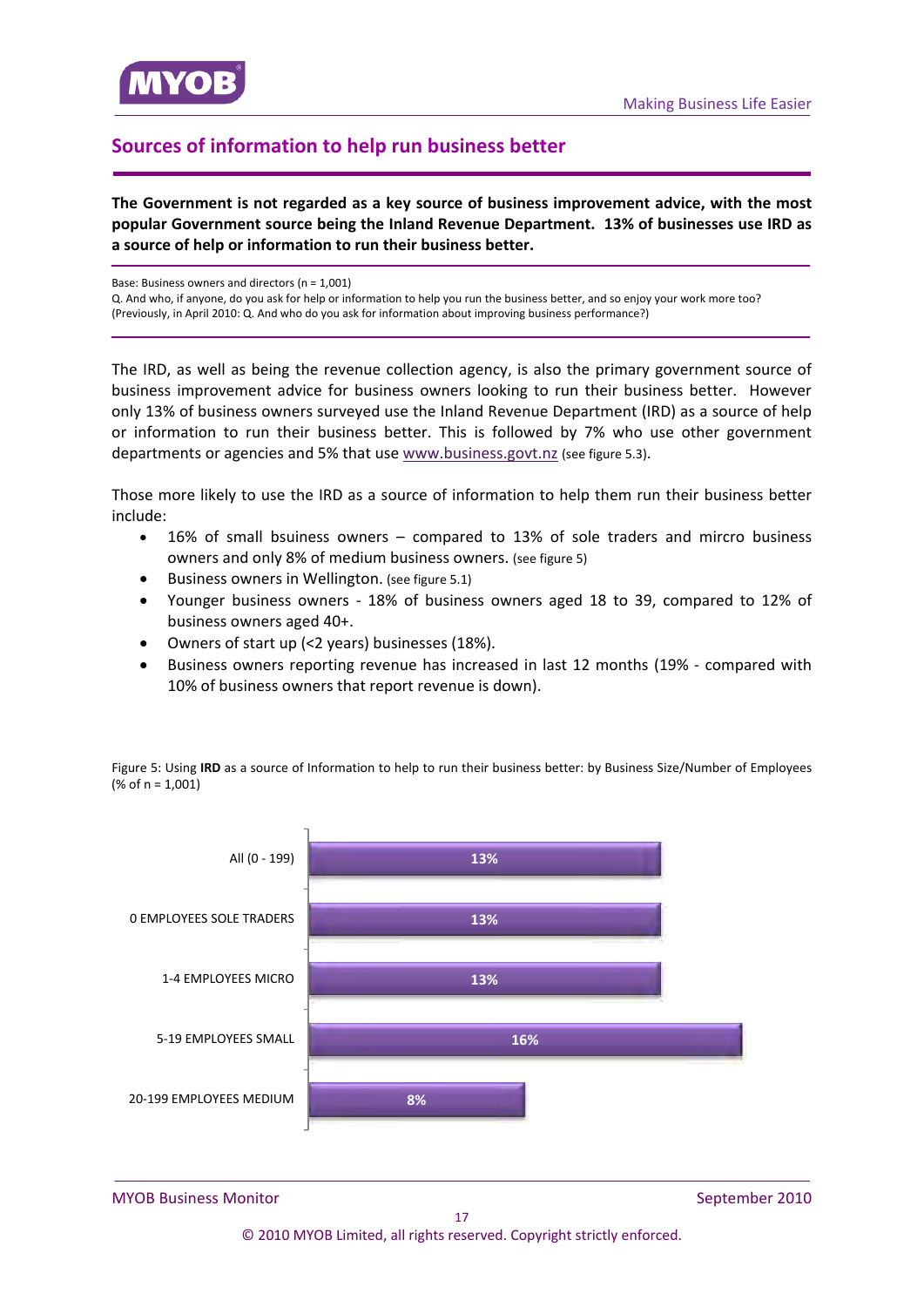## Sources of information to help run business better

**The Government is not regarded as a key source of business improvement advice, with the most popular Government source being the Inland Revenue Department. 13% of businesses use IRD as a source of help or information to run their business better.**

Base: Business owners and directors (n = 1,001)
Q. And who, if anyone, do you ask for help or information to help you run the business better, and so enjoy your work more too? (Previously, in April 2010: Q. And who do you ask for information about improving business performance?)

The IRD, as well as being the revenue collection agency, is also the primary government source of business improvement advice for business owners looking to run their business better. However only 13% of business owners surveyed use the Inland Revenue Department (IRD) as a source of help or information to run their business better. This is followed by 7% who use other government departments or agencies and 5% that use www.business.govt.nz (see figure 5.3).

Those more likely to use the IRD as a source of information to help them run their business better include:

- 16% of small bsuiness owners – compared to 13% of sole traders and mircro business owners and only 8% of medium business owners. (see figure 5)
- Business owners in Wellington. (see figure 5.1)
- Younger business owners - 18% of business owners aged 18 to 39, compared to 12% of business owners aged 40+.
- Owners of start up (<2 years) businesses (18%).
- Business owners reporting revenue has increased in last 12 months (19% - compared with 10% of business owners that report revenue is down).

Figure 5: Using **IRD** as a source of Information to help to run their business better: by Business Size/Number of Employees (% of n = 1,001)

| Business Size | % |
|---|---|
| All (0 - 199) | 13% |
| 0 EMPLOYEES SOLE TRADERS | 13% |
| 1-4 EMPLOYEES MICRO | 13% |
| 5-19 EMPLOYEES SMALL | 16% |
| 20-199 EMPLOYEES MEDIUM | 8% |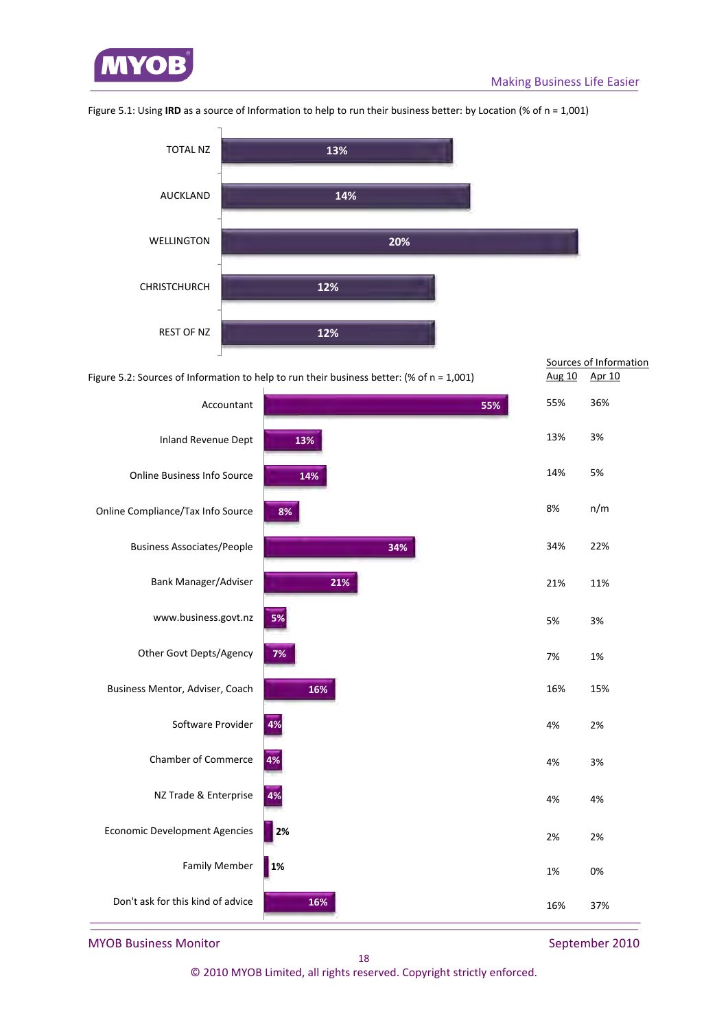Figure 5.1: Using **IRD** as a source of Information to help to run their business better: by Location (% of n = 1,001)

TOTAL NZ 13%
AUCKLAND 14%
WELLINGTON 20%
CHRISTCHURCH 12%
REST OF NZ 12%

Figure 5.2: Sources of Information to help to run their business better: (% of n = 1,001)

Accountant 55%
Inland Revenue Dept 13%
Online Business Info Source 14%
Online Compliance/Tax Info Source 8%
Business Associates/People 34%
Bank Manager/Adviser 21%
www.business.govt.nz 5%
Other Govt Depts/Agency 7%
Business Mentor, Adviser, Coach 16%
Software Provider 4%
Chamber of Commerce 4%
NZ Trade & Enterprise 4%
Economic Development Agencies 2%
Family Member 1%
Don't ask for this kind of advice 16%

| Sources of Information | Aug 10 | Apr 10 |
|---|---|---|
| Accountant | 55% | 36% |
| Inland Revenue Dept | 13% | 3% |
| Online Business Info Source | 14% | 5% |
| Online Compliance/Tax Info Source | 8% | n/m |
| Business Associates/People | 34% | 22% |
| Bank Manager/Adviser | 21% | 11% |
| www.business.govt.nz | 5% | 3% |
| Other Govt Depts/Agency | 7% | 1% |
| Business Mentor, Adviser, Coach | 16% | 15% |
| Software Provider | 4% | 2% |
| Chamber of Commerce | 4% | 3% |
| NZ Trade & Enterprise | 4% | 4% |
| Economic Development Agencies | 2% | 2% |
| Family Member | 1% | 0% |
| Don't ask for this kind of advice | 16% | 37% |